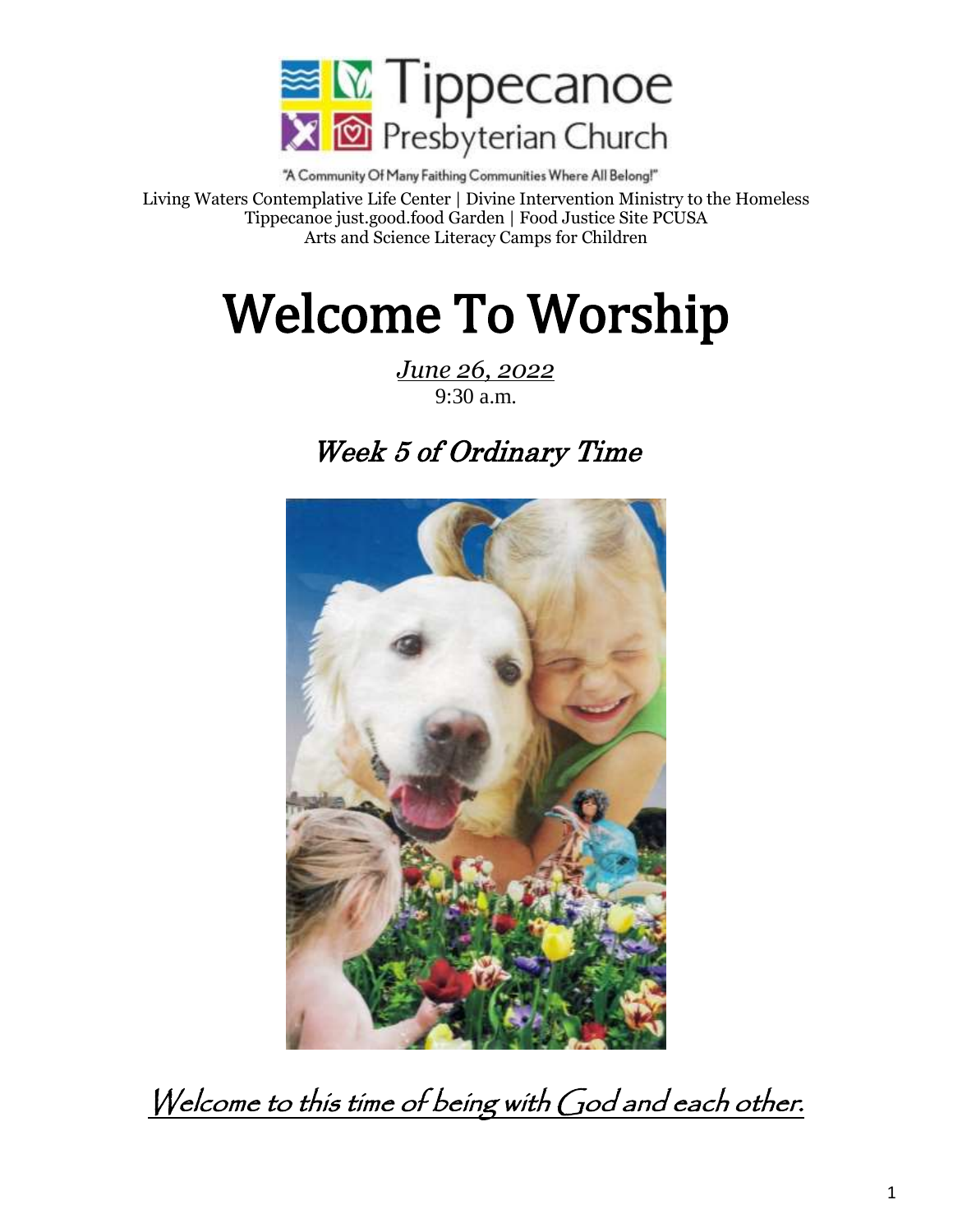Tippecanoe Presbyterian Church

"A Community Of Many Faithing Communities Where All Belong!"

Living Waters Contemplative Life Center | Divine Intervention Ministry to the Homeless
Tippecanoe just.good.food Garden | Food Justice Site PCUSA
Arts and Science Literacy Camps for Children

# Welcome To Worship

*June 26, 2022*
9:30 a.m.

## *Week 5 of Ordinary Time*

*Welcome to this time of being with God and each other.*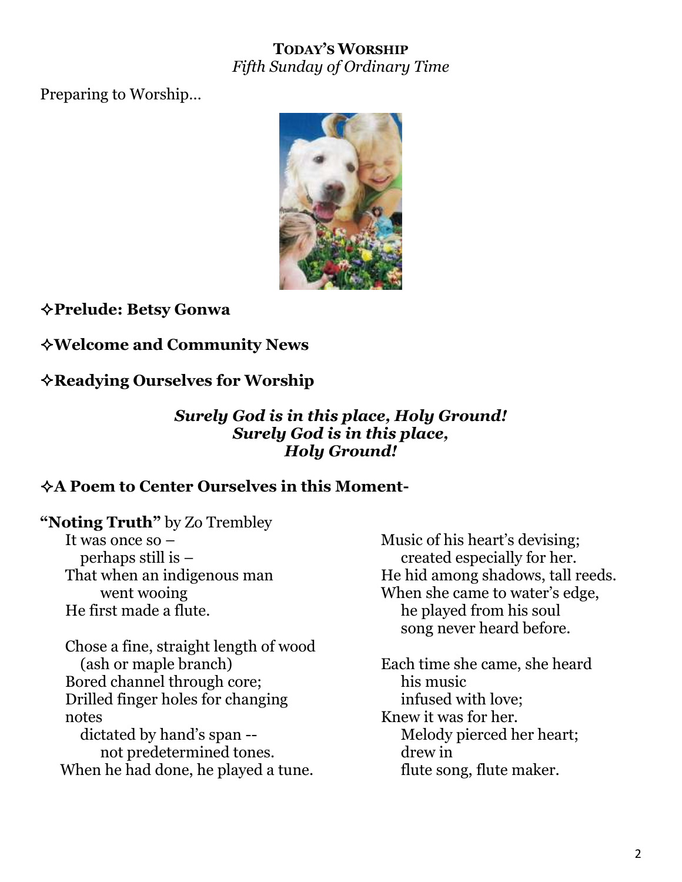**TODAY'S WORSHIP**
*Fifth Sunday of Ordinary Time*

Preparing to Worship…

## ✧Prelude: Betsy Gonwa

## ✧Welcome and Community News

## ✧Readying Ourselves for Worship

***Surely God is in this place, Holy Ground!***
***Surely God is in this place,***
***Holy Ground!***

## ✧A Poem to Center Ourselves in this Moment-

**"Noting Truth"** by Zo Trembley

It was once so –
perhaps still is –
That when an indigenous man
went wooing
He first made a flute.

Chose a fine, straight length of wood
(ash or maple branch)
Bored channel through core;
Drilled finger holes for changing notes
dictated by hand's span --
not predetermined tones.
When he had done, he played a tune.

Music of his heart's devising;
created especially for her.
He hid among shadows, tall reeds.
When she came to water's edge,
he played from his soul
song never heard before.

Each time she came, she heard
his music
infused with love;
Knew it was for her.
Melody pierced her heart;
drew in
flute song, flute maker.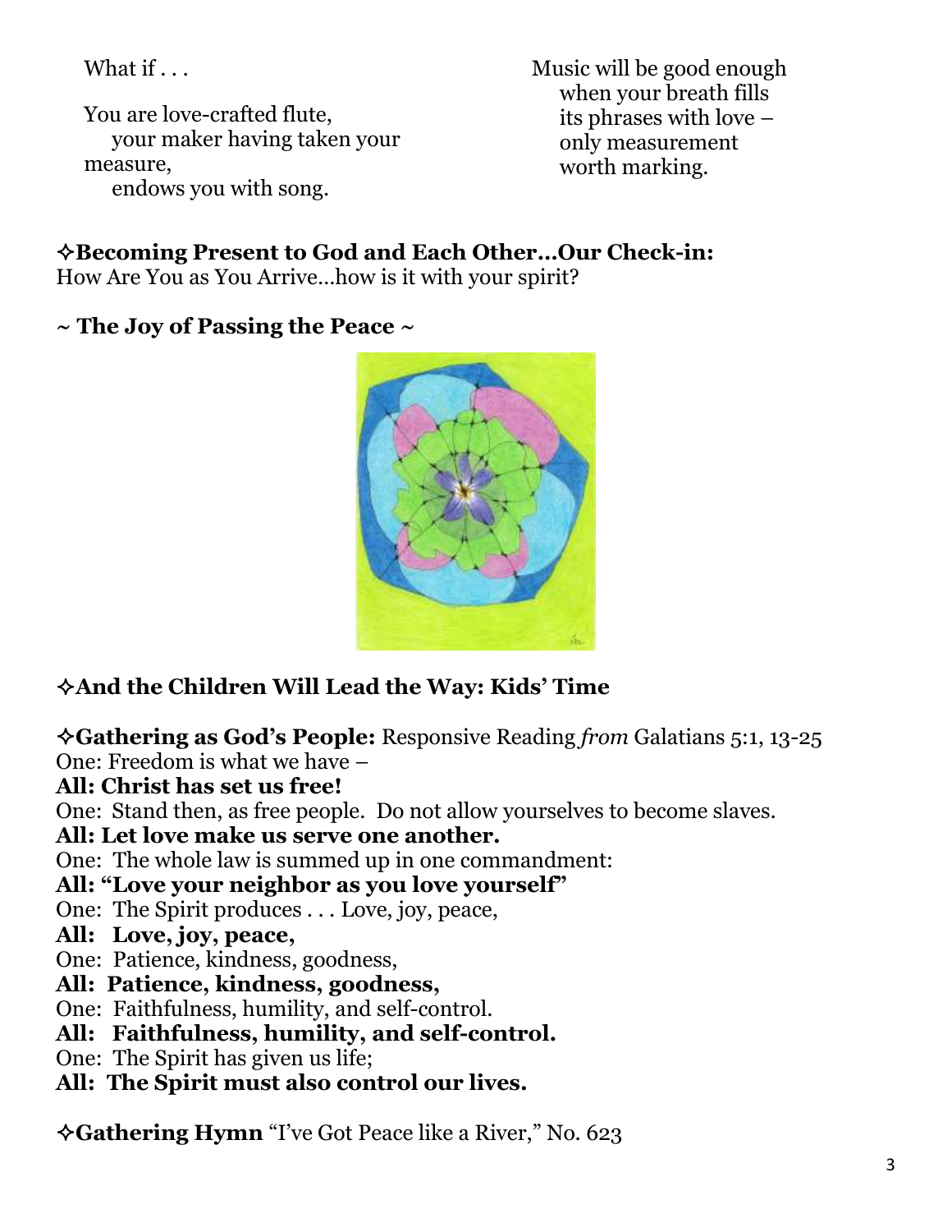What if . . .

You are love-crafted flute,
your maker having taken your measure,
endows you with song.

Music will be good enough
when your breath fills
its phrases with love –
only measurement
worth marking.

**✧Becoming Present to God and Each Other…Our Check-in:**
How Are You as You Arrive…how is it with your spirit?

**~ The Joy of Passing the Peace ~**

**✧And the Children Will Lead the Way: Kids' Time**

**✧Gathering as God's People:** Responsive Reading *from* Galatians 5:1, 13-25

One: Freedom is what we have –
**All: Christ has set us free!**
One: Stand then, as free people. Do not allow yourselves to become slaves.
**All: Let love make us serve one another.**
One: The whole law is summed up in one commandment:
**All: "Love your neighbor as you love yourself"**
One: The Spirit produces . . . Love, joy, peace,
**All: Love, joy, peace,**
One: Patience, kindness, goodness,
**All: Patience, kindness, goodness,**
One: Faithfulness, humility, and self-control.
**All: Faithfulness, humility, and self-control.**
One: The Spirit has given us life;
**All: The Spirit must also control our lives.**

**✧Gathering Hymn** "I've Got Peace like a River," No. 623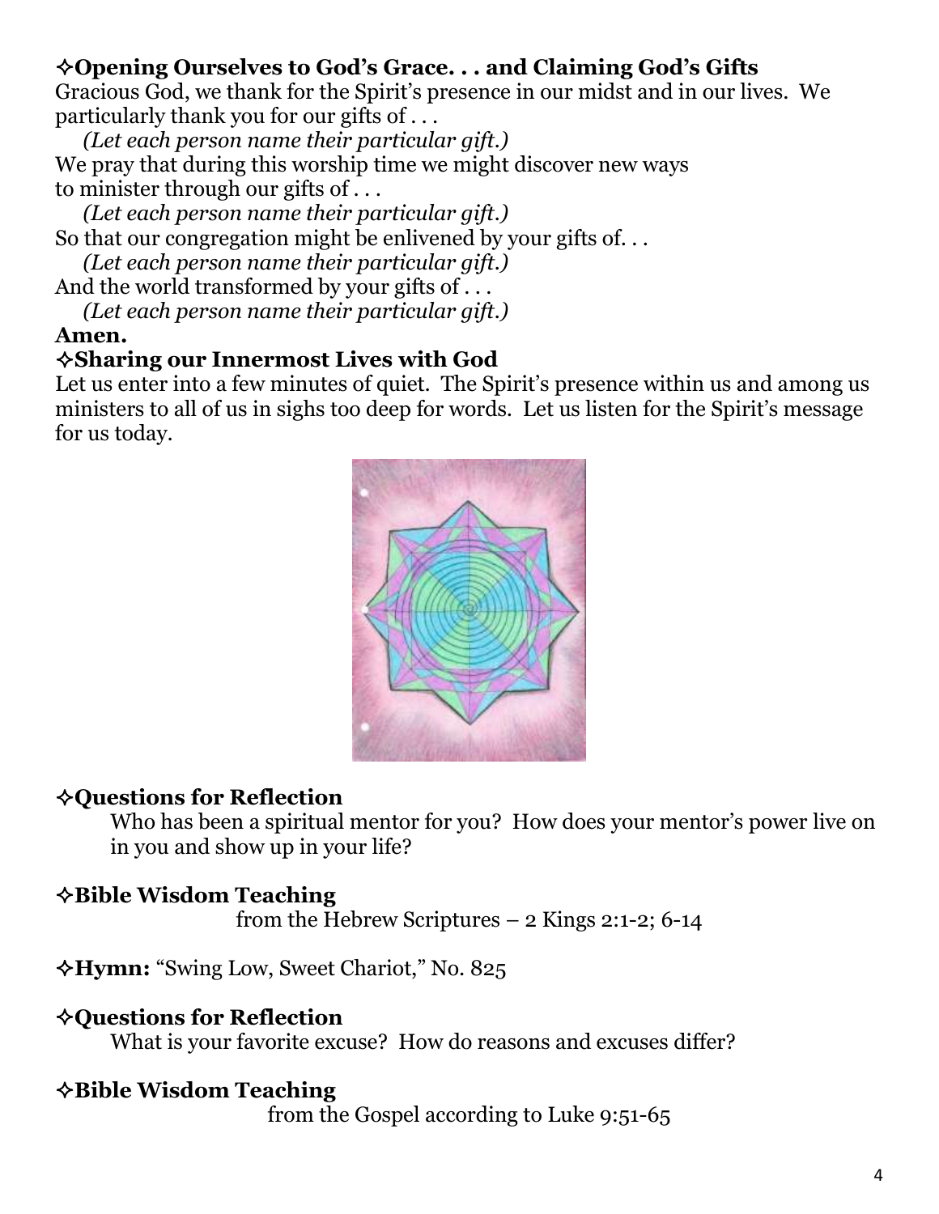### ✧Opening Ourselves to God's Grace. . . and Claiming God's Gifts

Gracious God, we thank for the Spirit's presence in our midst and in our lives. We particularly thank you for our gifts of . . .

*(Let each person name their particular gift.)*

We pray that during this worship time we might discover new ways to minister through our gifts of . . .

*(Let each person name their particular gift.)*

So that our congregation might be enlivened by your gifts of. . .

*(Let each person name their particular gift.)*

And the world transformed by your gifts of . . .

*(Let each person name their particular gift.)*

**Amen.**

### ✧Sharing our Innermost Lives with God

Let us enter into a few minutes of quiet. The Spirit's presence within us and among us ministers to all of us in sighs too deep for words. Let us listen for the Spirit's message for us today.

### ✧Questions for Reflection

Who has been a spiritual mentor for you? How does your mentor's power live on in you and show up in your life?

### ✧Bible Wisdom Teaching

from the Hebrew Scriptures – 2 Kings 2:1-2; 6-14

**✧Hymn:** "Swing Low, Sweet Chariot," No. 825

### ✧Questions for Reflection

What is your favorite excuse? How do reasons and excuses differ?

### ✧Bible Wisdom Teaching

from the Gospel according to Luke 9:51-65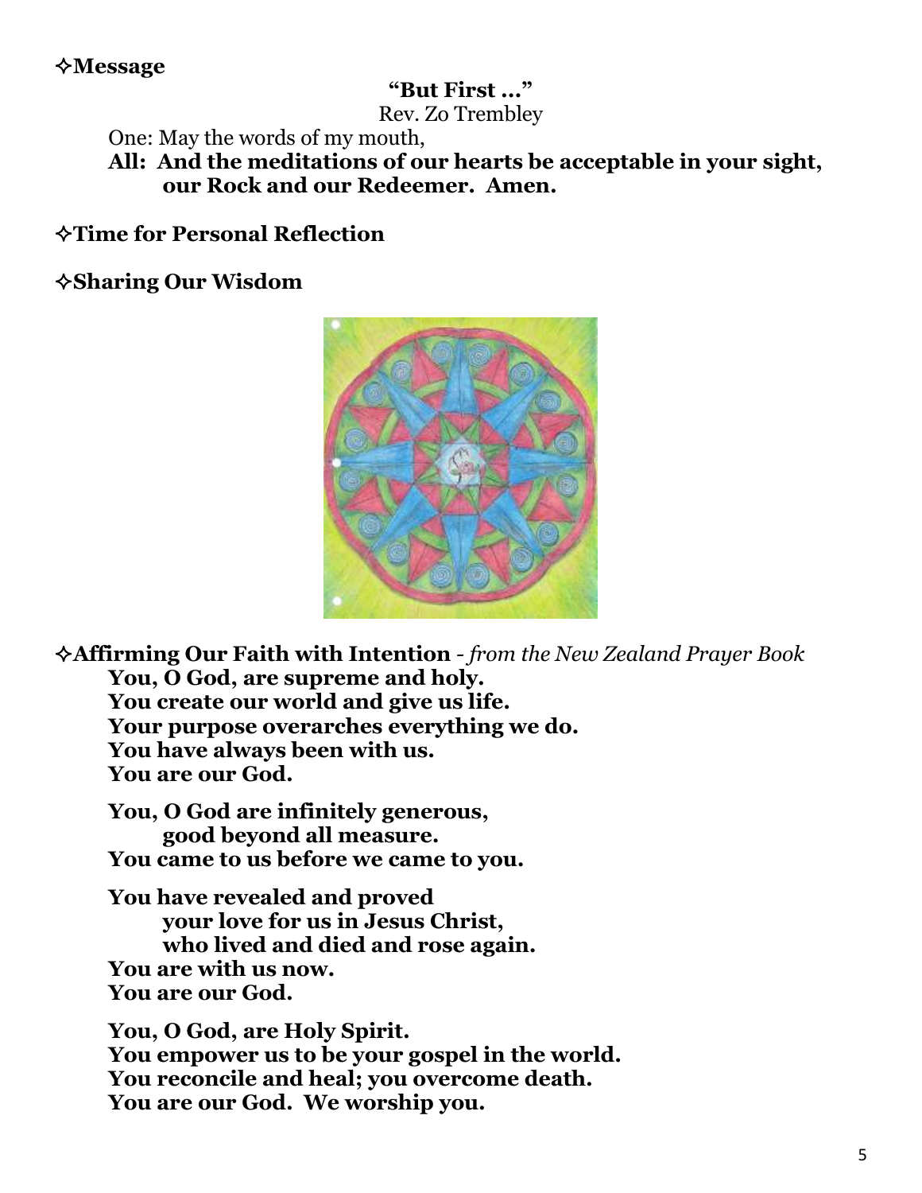**✧Message**

**"But First …"**
Rev. Zo Trembley

One: May the words of my mouth,
**All: And the meditations of our hearts be acceptable in your sight,**
**our Rock and our Redeemer. Amen.**

**✧Time for Personal Reflection**

**✧Sharing Our Wisdom**

**✧Affirming Our Faith with Intention** - *from the New Zealand Prayer Book*

**You, O God, are supreme and holy.**
**You create our world and give us life.**
**Your purpose overarches everything we do.**
**You have always been with us.**
**You are our God.**

**You, O God are infinitely generous,**
**good beyond all measure.**
**You came to us before we came to you.**

**You have revealed and proved**
**your love for us in Jesus Christ,**
**who lived and died and rose again.**
**You are with us now.**
**You are our God.**

**You, O God, are Holy Spirit.**
**You empower us to be your gospel in the world.**
**You reconcile and heal; you overcome death.**
**You are our God. We worship you.**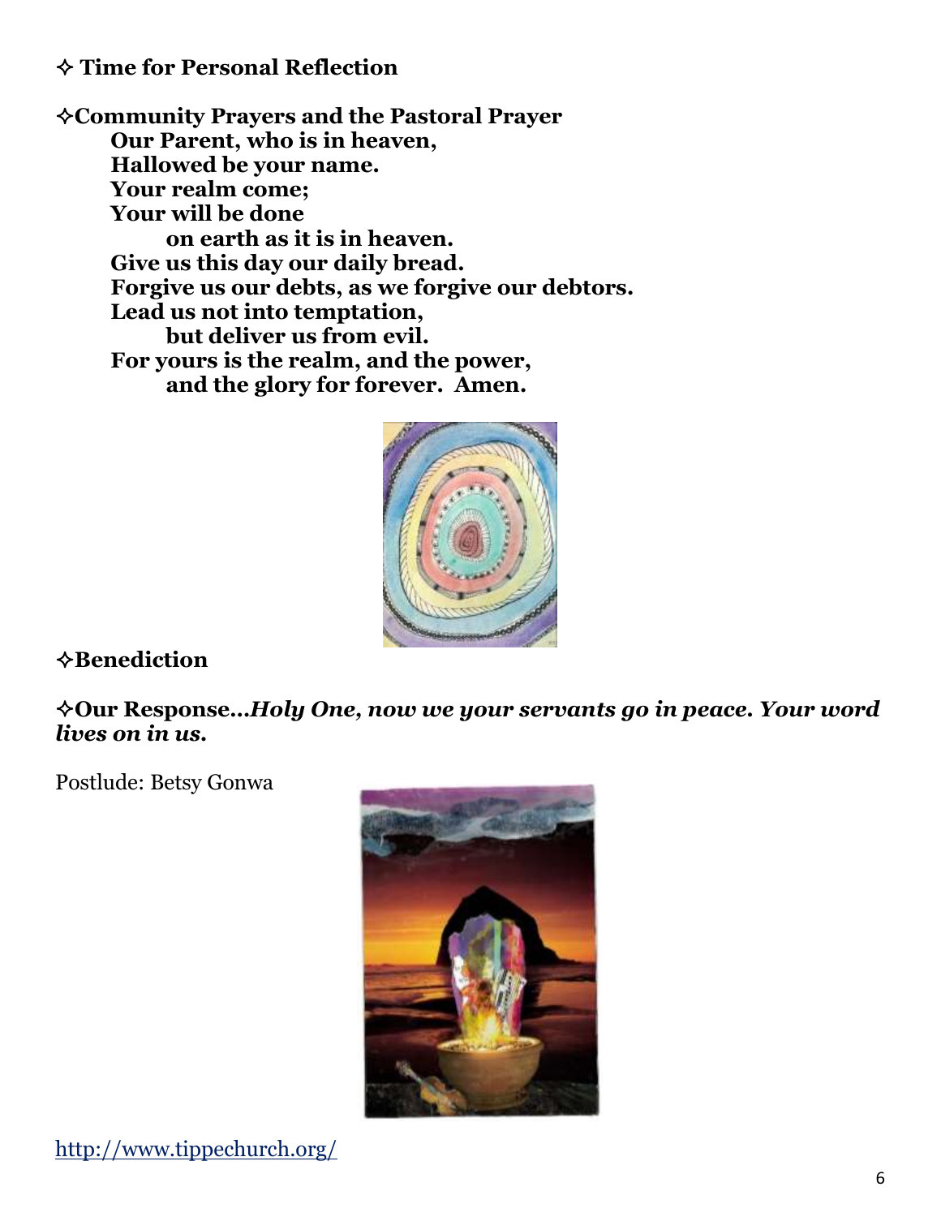✧ **Time for Personal Reflection**

✧**Community Prayers and the Pastoral Prayer**

**Our Parent, who is in heaven,**
**Hallowed be your name.**
**Your realm come;**
**Your will be done**
**on earth as it is in heaven.**
**Give us this day our daily bread.**
**Forgive us our debts, as we forgive our debtors.**
**Lead us not into temptation,**
**but deliver us from evil.**
**For yours is the realm, and the power,**
**and the glory for forever. Amen.**

✧**Benediction**

✧**Our Response…*Holy One, now we your servants go in peace. Your word lives on in us.***

Postlude: Betsy Gonwa

http://www.tippechurch.org/